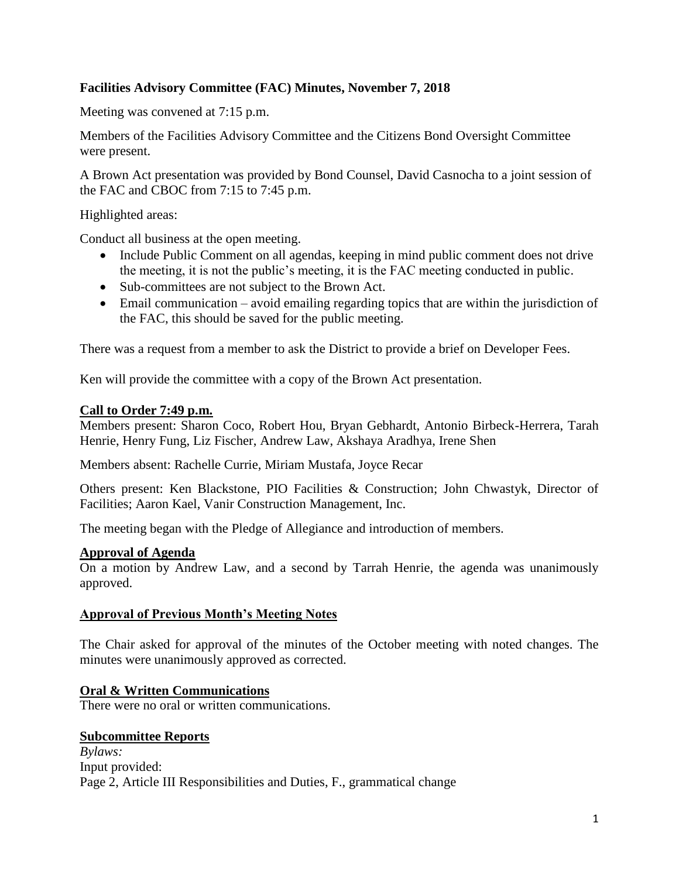**Facilities Advisory Committee (FAC) Minutes, November 7, 2018**

Meeting was convened at 7:15 p.m.

Members of the Facilities Advisory Committee and the Citizens Bond Oversight Committee were present.

A Brown Act presentation was provided by Bond Counsel, David Casnocha to a joint session of the FAC and CBOC from 7:15 to 7:45 p.m.

Highlighted areas:

Conduct all business at the open meeting.

- Include Public Comment on all agendas, keeping in mind public comment does not drive the meeting, it is not the public's meeting, it is the FAC meeting conducted in public.
- Sub-committees are not subject to the Brown Act.
- Email communication – avoid emailing regarding topics that are within the jurisdiction of the FAC, this should be saved for the public meeting.

There was a request from a member to ask the District to provide a brief on Developer Fees.

Ken will provide the committee with a copy of the Brown Act presentation.

**Call to Order 7:49 p.m.**

Members present: Sharon Coco, Robert Hou, Bryan Gebhardt, Antonio Birbeck-Herrera, Tarah Henrie, Henry Fung, Liz Fischer, Andrew Law, Akshaya Aradhya, Irene Shen

Members absent: Rachelle Currie, Miriam Mustafa, Joyce Recar

Others present: Ken Blackstone, PIO Facilities & Construction; John Chwastyk, Director of Facilities; Aaron Kael, Vanir Construction Management, Inc.

The meeting began with the Pledge of Allegiance and introduction of members.

**Approval of Agenda**

On a motion by Andrew Law, and a second by Tarrah Henrie, the agenda was unanimously approved.

**Approval of Previous Month's Meeting Notes**

The Chair asked for approval of the minutes of the October meeting with noted changes. The minutes were unanimously approved as corrected.

**Oral & Written Communications**

There were no oral or written communications.

**Subcommittee Reports**

*Bylaws:*

Input provided:

Page 2, Article III Responsibilities and Duties, F., grammatical change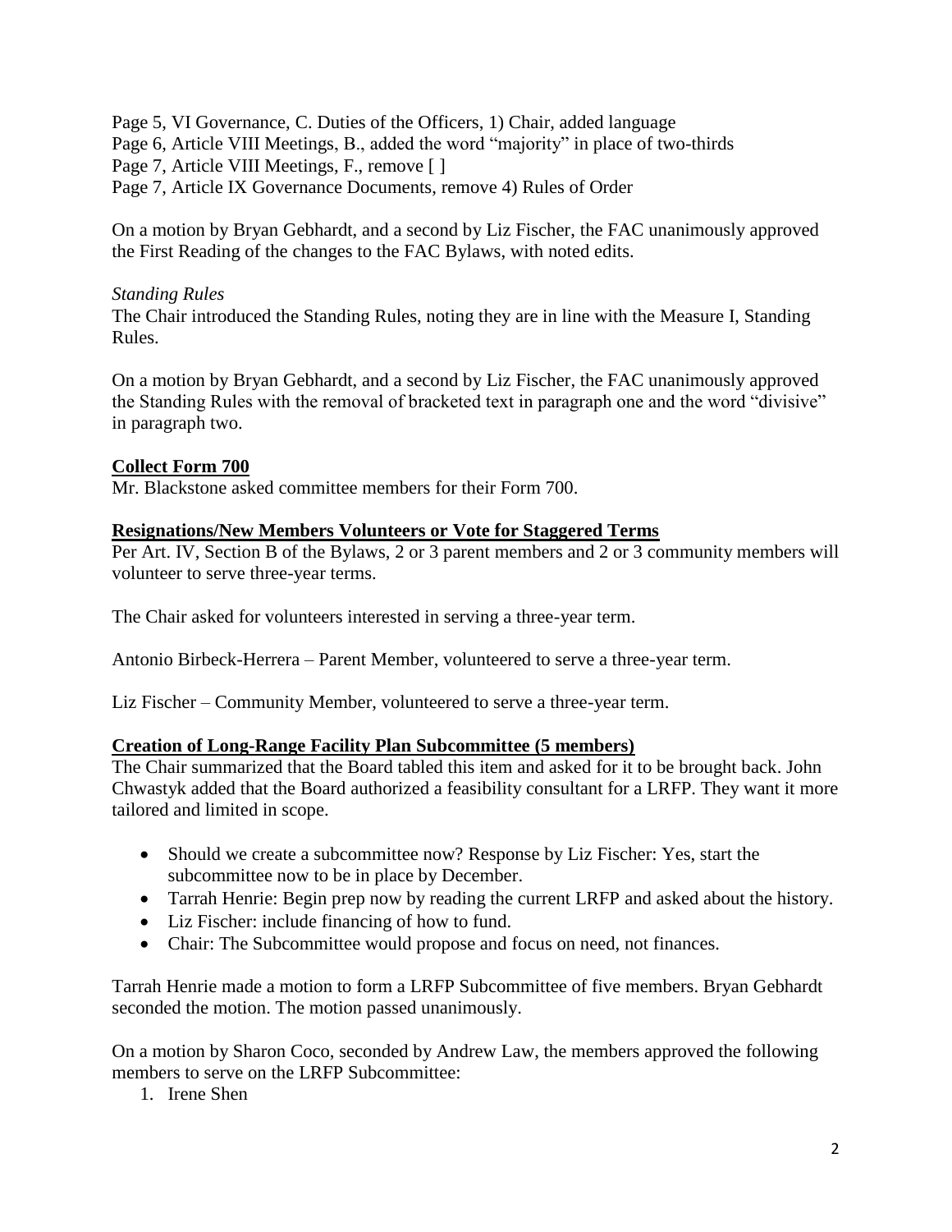Page 5, VI Governance, C. Duties of the Officers, 1) Chair, added language
Page 6, Article VIII Meetings, B., added the word "majority" in place of two-thirds
Page 7, Article VIII Meetings, F., remove [ ]
Page 7, Article IX Governance Documents, remove 4) Rules of Order

On a motion by Bryan Gebhardt, and a second by Liz Fischer, the FAC unanimously approved the First Reading of the changes to the FAC Bylaws, with noted edits.

*Standing Rules*

The Chair introduced the Standing Rules, noting they are in line with the Measure I, Standing Rules.

On a motion by Bryan Gebhardt, and a second by Liz Fischer, the FAC unanimously approved the Standing Rules with the removal of bracketed text in paragraph one and the word "divisive" in paragraph two.

**Collect Form 700**

Mr. Blackstone asked committee members for their Form 700.

**Resignations/New Members Volunteers or Vote for Staggered Terms**

Per Art. IV, Section B of the Bylaws, 2 or 3 parent members and 2 or 3 community members will volunteer to serve three-year terms.

The Chair asked for volunteers interested in serving a three-year term.

Antonio Birbeck-Herrera – Parent Member, volunteered to serve a three-year term.

Liz Fischer – Community Member, volunteered to serve a three-year term.

**Creation of Long-Range Facility Plan Subcommittee (5 members)**

The Chair summarized that the Board tabled this item and asked for it to be brought back. John Chwastyk added that the Board authorized a feasibility consultant for a LRFP. They want it more tailored and limited in scope.

- Should we create a subcommittee now? Response by Liz Fischer: Yes, start the subcommittee now to be in place by December.
- Tarrah Henrie: Begin prep now by reading the current LRFP and asked about the history.
- Liz Fischer: include financing of how to fund.
- Chair: The Subcommittee would propose and focus on need, not finances.

Tarrah Henrie made a motion to form a LRFP Subcommittee of five members. Bryan Gebhardt seconded the motion. The motion passed unanimously.

On a motion by Sharon Coco, seconded by Andrew Law, the members approved the following members to serve on the LRFP Subcommittee:

1. Irene Shen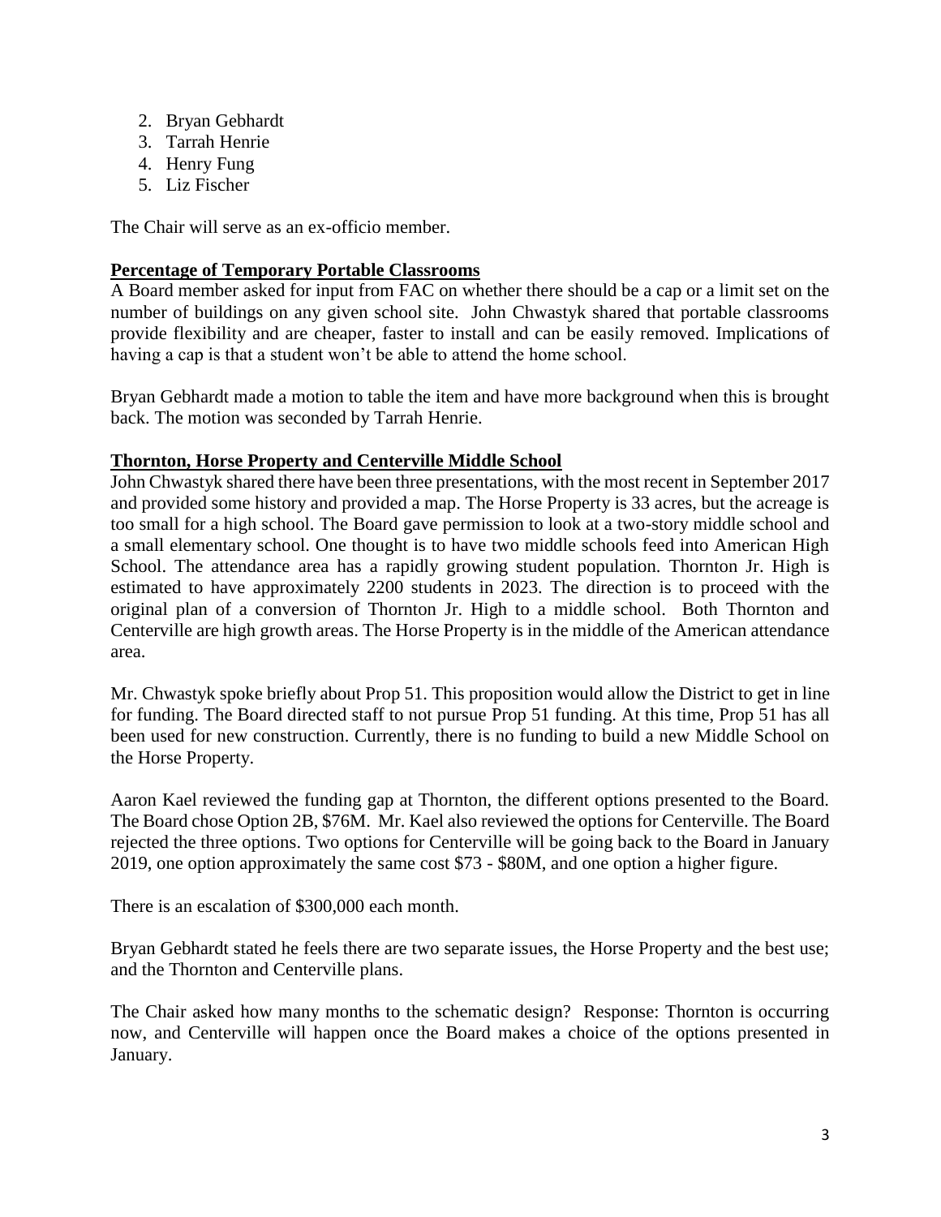2. Bryan Gebhardt
3. Tarrah Henrie
4. Henry Fung
5. Liz Fischer

The Chair will serve as an ex-officio member.

**Percentage of Temporary Portable Classrooms**

A Board member asked for input from FAC on whether there should be a cap or a limit set on the number of buildings on any given school site. John Chwastyk shared that portable classrooms provide flexibility and are cheaper, faster to install and can be easily removed. Implications of having a cap is that a student won't be able to attend the home school.

Bryan Gebhardt made a motion to table the item and have more background when this is brought back. The motion was seconded by Tarrah Henrie.

**Thornton, Horse Property and Centerville Middle School**

John Chwastyk shared there have been three presentations, with the most recent in September 2017 and provided some history and provided a map. The Horse Property is 33 acres, but the acreage is too small for a high school. The Board gave permission to look at a two-story middle school and a small elementary school. One thought is to have two middle schools feed into American High School. The attendance area has a rapidly growing student population. Thornton Jr. High is estimated to have approximately 2200 students in 2023. The direction is to proceed with the original plan of a conversion of Thornton Jr. High to a middle school. Both Thornton and Centerville are high growth areas. The Horse Property is in the middle of the American attendance area.

Mr. Chwastyk spoke briefly about Prop 51. This proposition would allow the District to get in line for funding. The Board directed staff to not pursue Prop 51 funding. At this time, Prop 51 has all been used for new construction. Currently, there is no funding to build a new Middle School on the Horse Property.

Aaron Kael reviewed the funding gap at Thornton, the different options presented to the Board. The Board chose Option 2B, $76M. Mr. Kael also reviewed the options for Centerville. The Board rejected the three options. Two options for Centerville will be going back to the Board in January 2019, one option approximately the same cost $73 - $80M, and one option a higher figure.

There is an escalation of $300,000 each month.

Bryan Gebhardt stated he feels there are two separate issues, the Horse Property and the best use; and the Thornton and Centerville plans.

The Chair asked how many months to the schematic design? Response: Thornton is occurring now, and Centerville will happen once the Board makes a choice of the options presented in January.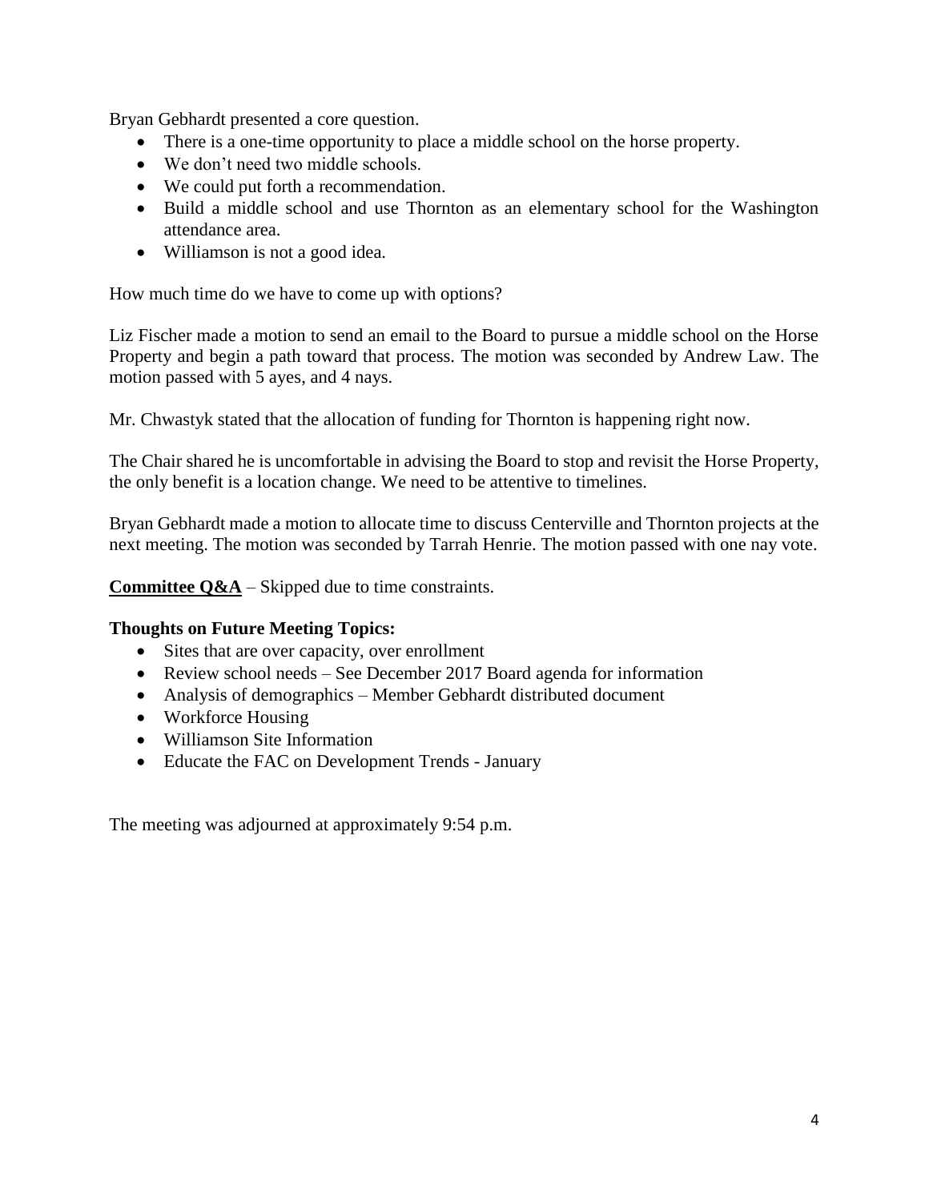Bryan Gebhardt presented a core question.

- There is a one-time opportunity to place a middle school on the horse property.
- We don't need two middle schools.
- We could put forth a recommendation.
- Build a middle school and use Thornton as an elementary school for the Washington attendance area.
- Williamson is not a good idea.

How much time do we have to come up with options?

Liz Fischer made a motion to send an email to the Board to pursue a middle school on the Horse Property and begin a path toward that process. The motion was seconded by Andrew Law. The motion passed with 5 ayes, and 4 nays.

Mr. Chwastyk stated that the allocation of funding for Thornton is happening right now.

The Chair shared he is uncomfortable in advising the Board to stop and revisit the Horse Property, the only benefit is a location change. We need to be attentive to timelines.

Bryan Gebhardt made a motion to allocate time to discuss Centerville and Thornton projects at the next meeting. The motion was seconded by Tarrah Henrie. The motion passed with one nay vote.

**Committee Q&A** – Skipped due to time constraints.

**Thoughts on Future Meeting Topics:**

- Sites that are over capacity, over enrollment
- Review school needs – See December 2017 Board agenda for information
- Analysis of demographics – Member Gebhardt distributed document
- Workforce Housing
- Williamson Site Information
- Educate the FAC on Development Trends - January

The meeting was adjourned at approximately 9:54 p.m.